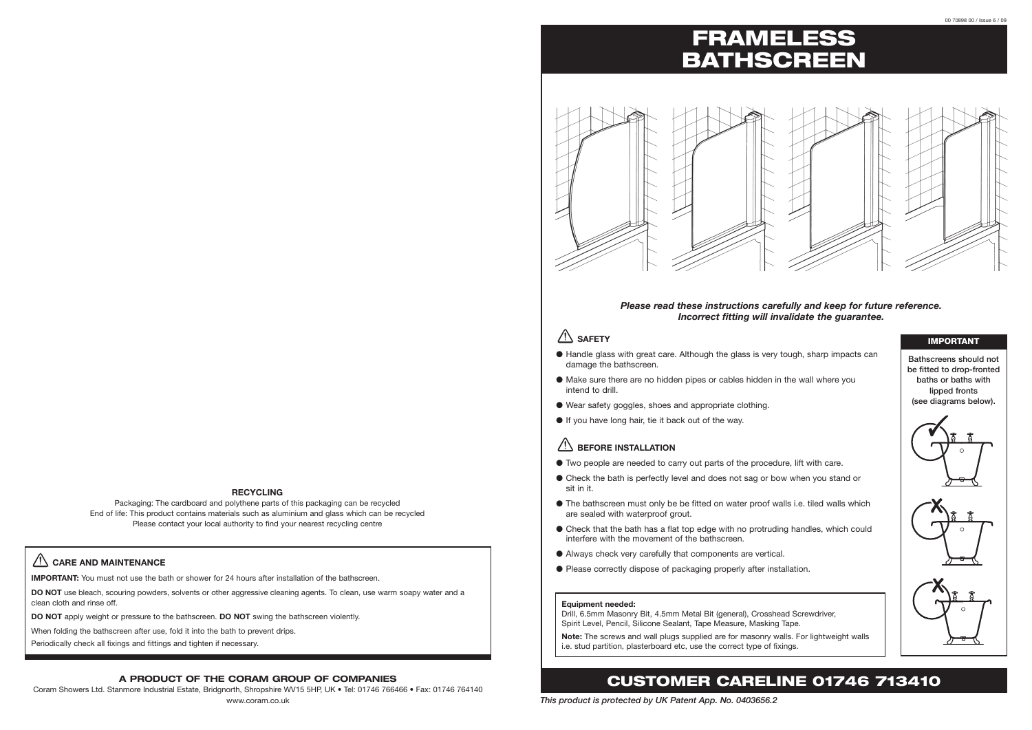# FRAMELESS BATHSCREEN

00 70898 00 / Issue 6 / 09

***Please read these instructions carefully and keep for future reference. Incorrect fitting will invalidate the guarantee.***

## ⚠ SAFETY

- Handle glass with great care. Although the glass is very tough, sharp impacts can damage the bathscreen.
- Make sure there are no hidden pipes or cables hidden in the wall where you intend to drill.
- Wear safety goggles, shoes and appropriate clothing.
- If you have long hair, tie it back out of the way.

## ⚠ BEFORE INSTALLATION

- Two people are needed to carry out parts of the procedure, lift with care.
- Check the bath is perfectly level and does not sag or bow when you stand or sit in it.
- The bathscreen must only be be fitted on water proof walls i.e. tiled walls which are sealed with waterproof grout.
- Check that the bath has a flat top edge with no protruding handles, which could interfere with the movement of the bathscreen.
- Always check very carefully that components are vertical.
- Please correctly dispose of packaging properly after installation.

**Equipment needed:**
Drill, 6.5mm Masonry Bit, 4.5mm Metal Bit (general), Crosshead Screwdriver, Spirit Level, Pencil, Silicone Sealant, Tape Measure, Masking Tape.

**Note:** The screws and wall plugs supplied are for masonry walls. For lightweight walls i.e. stud partition, plasterboard etc, use the correct type of fixings.

### IMPORTANT

**Bathscreens should not be fitted to drop-fronted baths or baths with lipped fronts (see diagrams below).**

## CUSTOMER CARELINE 01746 713410

*This product is protected by UK Patent App. No. 0403656.2*

### RECYCLING

Packaging: The cardboard and polythene parts of this packaging can be recycled
End of life: This product contains materials such as aluminium and glass which can be recycled
Please contact your local authority to find your nearest recycling centre

## ⚠ CARE AND MAINTENANCE

**IMPORTANT:** You must not use the bath or shower for 24 hours after installation of the bathscreen.

**DO NOT** use bleach, scouring powders, solvents or other aggressive cleaning agents. To clean, use warm soapy water and a clean cloth and rinse off.

**DO NOT** apply weight or pressure to the bathscreen. **DO NOT** swing the bathscreen violently.

When folding the bathscreen after use, fold it into the bath to prevent drips.

Periodically check all fixings and fittings and tighten if necessary.

### A PRODUCT OF THE CORAM GROUP OF COMPANIES

Coram Showers Ltd. Stanmore Industrial Estate, Bridgnorth, Shropshire WV15 5HP, UK • Tel: 01746 766466 • Fax: 01746 764140
www.coram.co.uk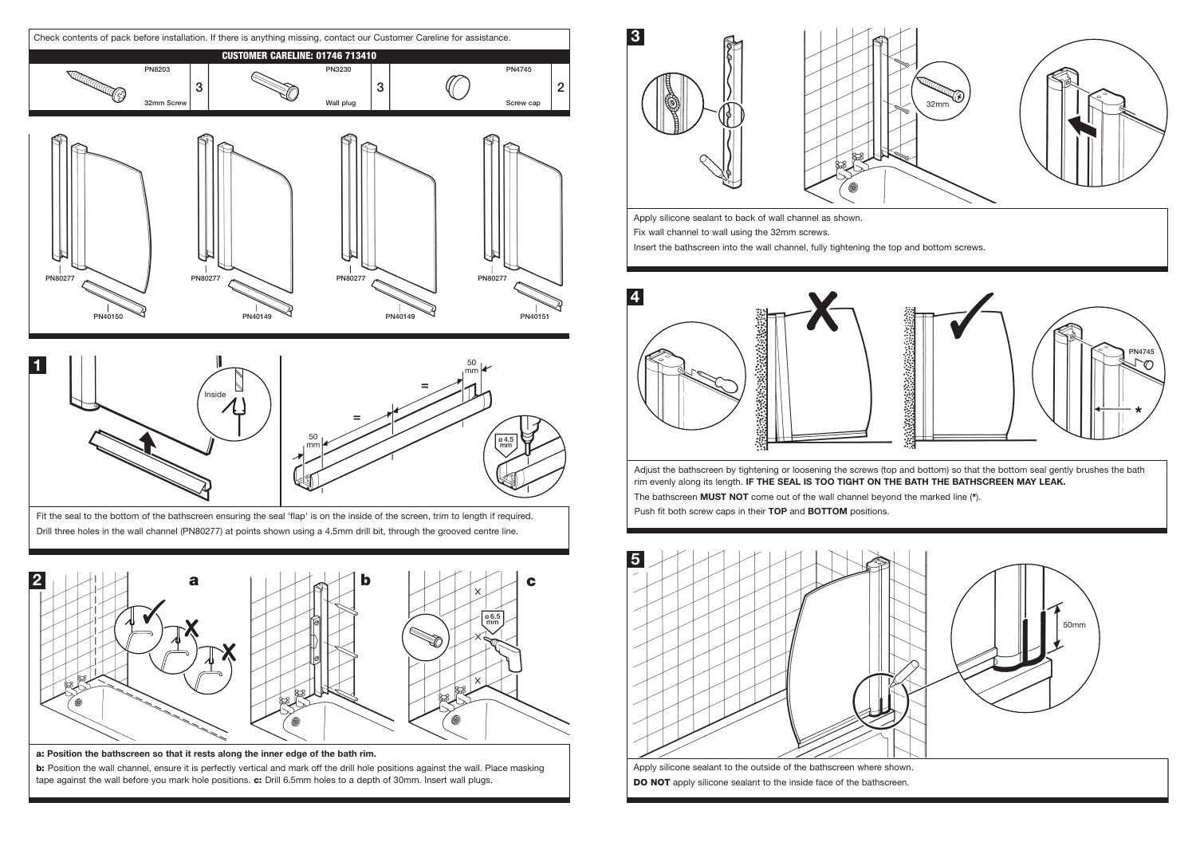Check contents of pack before installation. If there is anything missing, contact our Customer Careline for assistance.

**CUSTOMER CARELINE: 01746 713410**

| PN8203 | | PN3230 | | PN4745 | |
|---|---|---|---|---|---|
| 32mm Screw | 3 | Wall plug | 3 | Screw cap | 2 |

PN80277 PN40150

PN80277 PN40149

PN80277 PN40149

PN80277 PN40151

## 1

Inside

50 mm

50 mm

ø 4.5 mm

Fit the seal to the bottom of the bathscreen ensuring the seal 'flap' is on the inside of the screen, trim to length if required.

Drill three holes in the wall channel (PN80277) at points shown using a 4.5mm drill bit, through the grooved centre line.

## 2

a b c

ø 6.5 mm

**a: Position the bathscreen so that it rests along the inner edge of the bath rim.**

**b:** Position the wall channel, ensure it is perfectly vertical and mark off the drill hole positions against the wall. Place masking tape against the wall before you mark hole positions. **c:** Drill 6.5mm holes to a depth of 30mm. Insert wall plugs.

## 3

32mm

Apply silicone sealant to back of wall channel as shown.

Fix wall channel to wall using the 32mm screws.

Insert the bathscreen into the wall channel, fully tightening the top and bottom screws.

## 4

PN4745

*

Adjust the bathscreen by tightening or loosening the screws (top and bottom) so that the bottom seal gently brushes the bath rim evenly along its length. **IF THE SEAL IS TOO TIGHT ON THE BATH THE BATHSCREEN MAY LEAK.**

The bathscreen **MUST NOT** come out of the wall channel beyond the marked line (**\***).

Push fit both screw caps in their **TOP** and **BOTTOM** positions.

## 5

50mm

Apply silicone sealant to the outside of the bathscreen where shown.

**DO NOT** apply silicone sealant to the inside face of the bathscreen.